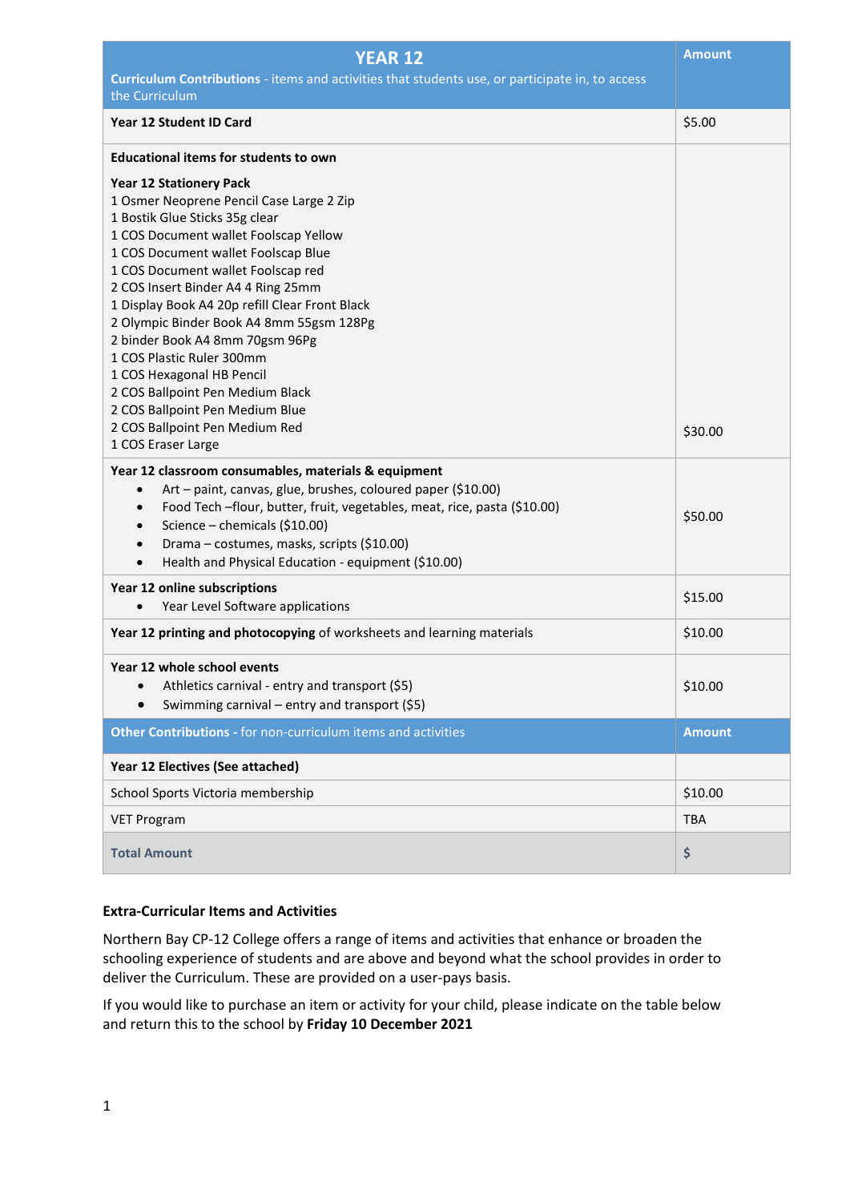| **YEAR 12**<br>**Curriculum Contributions** - items and activities that students use, or participate in, to access the Curriculum | **Amount** |
|---|---|
| **Year 12 Student ID Card** | $5.00 |
| **Educational items for students to own**<br><br>**Year 12 Stationery Pack**<br>1 Osmer Neoprene Pencil Case Large 2 Zip<br>1 Bostik Glue Sticks 35g clear<br>1 COS Document wallet Foolscap Yellow<br>1 COS Document wallet Foolscap Blue<br>1 COS Document wallet Foolscap red<br>2 COS Insert Binder A4 4 Ring 25mm<br>1 Display Book A4 20p refill Clear Front Black<br>2 Olympic Binder Book A4 8mm 55gsm 128Pg<br>2 binder Book A4 8mm 70gsm 96Pg<br>1 COS Plastic Ruler 300mm<br>1 COS Hexagonal HB Pencil<br>2 COS Ballpoint Pen Medium Black<br>2 COS Ballpoint Pen Medium Blue<br>2 COS Ballpoint Pen Medium Red<br>1 COS Eraser Large | $30.00 |
| **Year 12 classroom consumables, materials & equipment**<br>• Art – paint, canvas, glue, brushes, coloured paper ($10.00)<br>• Food Tech –flour, butter, fruit, vegetables, meat, rice, pasta ($10.00)<br>• Science – chemicals ($10.00)<br>• Drama – costumes, masks, scripts ($10.00)<br>• Health and Physical Education - equipment ($10.00) | $50.00 |
| **Year 12 online subscriptions**<br>• Year Level Software applications | $15.00 |
| **Year 12 printing and photocopying** of worksheets and learning materials | $10.00 |
| **Year 12 whole school events**<br>• Athletics carnival - entry and transport ($5)<br>• Swimming carnival – entry and transport ($5) | $10.00 |
| **Other Contributions** - for non-curriculum items and activities | **Amount** |
| **Year 12 Electives (See attached)** | |
| School Sports Victoria membership | $10.00 |
| VET Program | TBA |
| **Total Amount** | **$** |

**Extra-Curricular Items and Activities**

Northern Bay CP-12 College offers a range of items and activities that enhance or broaden the schooling experience of students and are above and beyond what the school provides in order to deliver the Curriculum. These are provided on a user-pays basis.

If you would like to purchase an item or activity for your child, please indicate on the table below and return this to the school by **Friday 10 December 2021**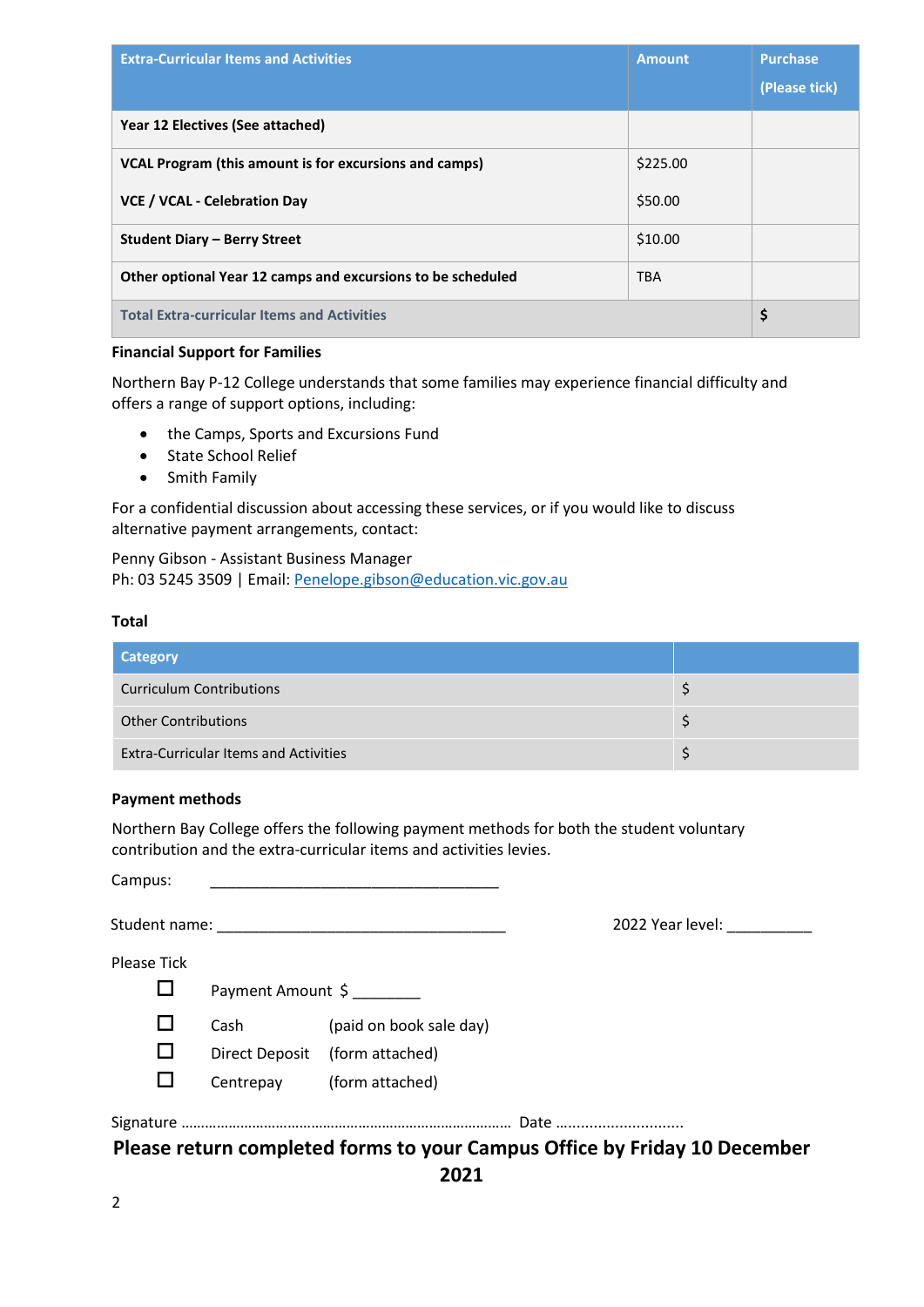| Extra-Curricular Items and Activities | Amount | Purchase (Please tick) |
|---|---|---|
| **Year 12 Electives (See attached)** | | |
| **VCAL Program (this amount is for excursions and camps)** | $225.00 | |
| **VCE / VCAL - Celebration Day** | $50.00 | |
| **Student Diary – Berry Street** | $10.00 | |
| **Other optional Year 12 camps and excursions to be scheduled** | TBA | |
| **Total Extra-curricular Items and Activities** | | **$** |

**Financial Support for Families**

Northern Bay P-12 College understands that some families may experience financial difficulty and offers a range of support options, including:

- the Camps, Sports and Excursions Fund
- State School Relief
- Smith Family

For a confidential discussion about accessing these services, or if you would like to discuss alternative payment arrangements, contact:

Penny Gibson - Assistant Business Manager
Ph: 03 5245 3509 | Email: Penelope.gibson@education.vic.gov.au

**Total**

| Category | |
|---|---|
| Curriculum Contributions | $ |
| Other Contributions | $ |
| Extra-Curricular Items and Activities | $ |

**Payment methods**

Northern Bay College offers the following payment methods for both the student voluntary contribution and the extra-curricular items and activities levies.

Campus: ___________________________________

Student name: ___________________________________ 2022 Year level: __________

Please Tick

- ☐ Payment Amount $ ________
- ☐ Cash (paid on book sale day)
- ☐ Direct Deposit (form attached)
- ☐ Centrepay (form attached)

Signature ……………………………………………………………………… Date ……………………….

**Please return completed forms to your Campus Office by Friday 10 December 2021**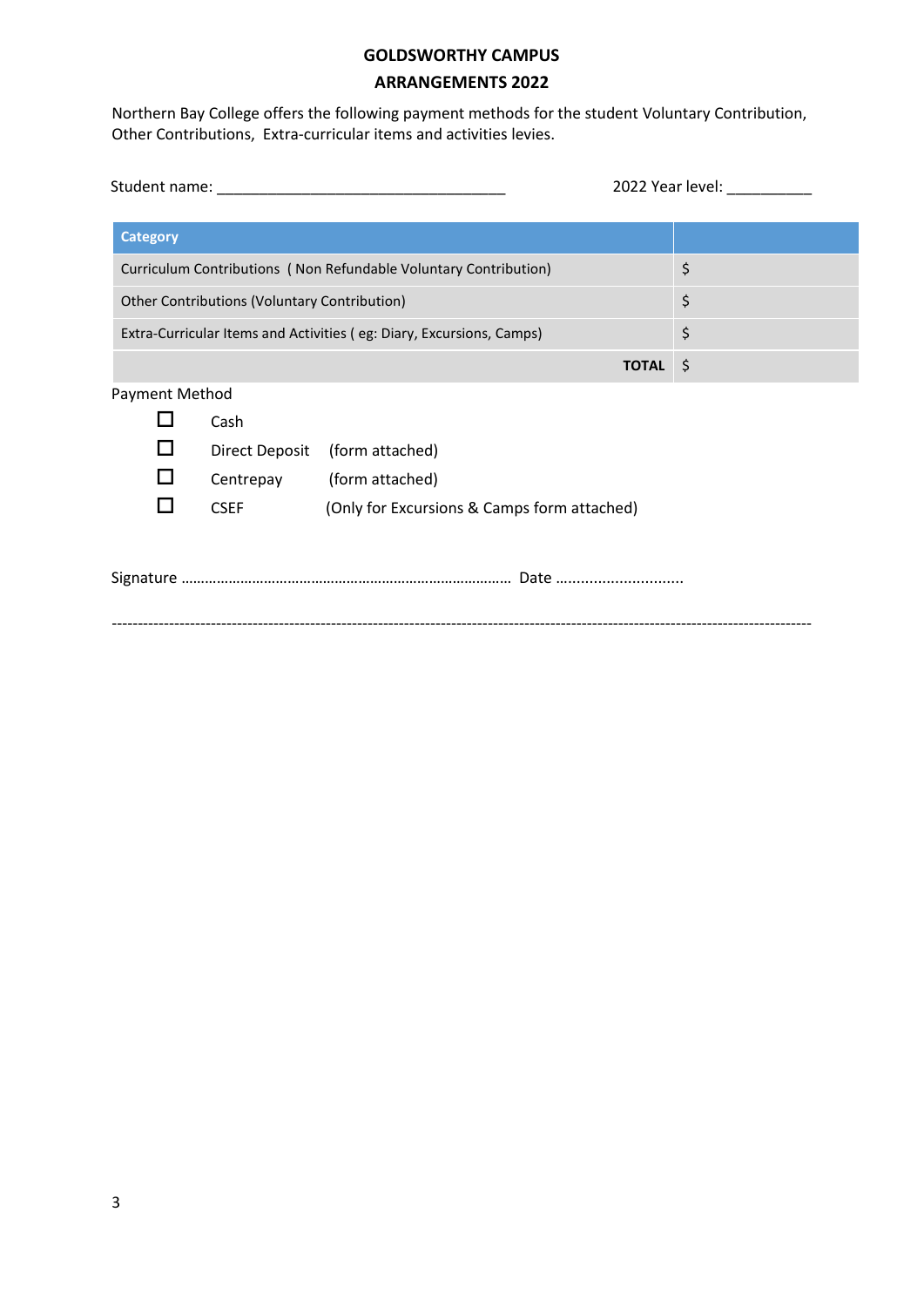# GOLDSWORTHY CAMPUS
## ARRANGEMENTS 2022

Northern Bay College offers the following payment methods for the student Voluntary Contribution, Other Contributions, Extra-curricular items and activities levies.

Student name: ___________________________________ 2022 Year level: __________

| Category | |
|---|---|
| Curriculum Contributions ( Non Refundable Voluntary Contribution) | $ |
| Other Contributions (Voluntary Contribution) | $ |
| Extra-Curricular Items and Activities ( eg: Diary, Excursions, Camps) | $ |
| **TOTAL** | $ |

Payment Method

- ☐ Cash
- ☐ Direct Deposit (form attached)
- ☐ Centrepay (form attached)
- ☐ CSEF (Only for Excursions & Camps form attached)

Signature ………………………………………………………………………… Date ..............................

---